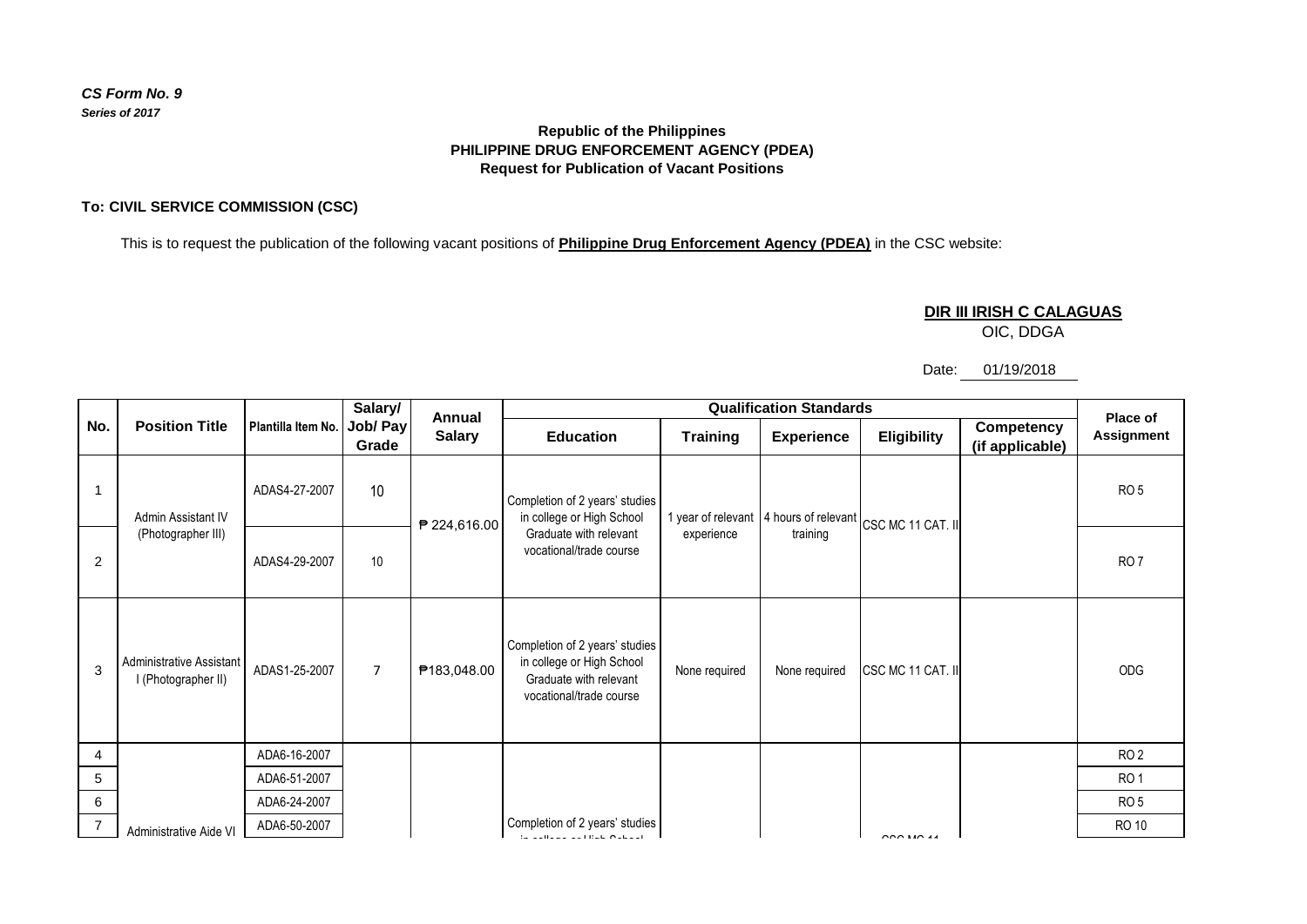*CS Form No. 9*
***Series of 2017***

**Republic of the Philippines**
**PHILIPPINE DRUG ENFORCEMENT AGENCY (PDEA)**
**Request for Publication of Vacant Positions**

**To: CIVIL SERVICE COMMISSION (CSC)**

This is to request the publication of the following vacant positions of **Philippine Drug Enforcement Agency (PDEA)** in the CSC website:

**DIR III IRISH C CALAGUAS**
OIC, DDGA

Date: 01/19/2018

| No. | Position Title | Plantilla Item No. | Salary/ Job/ Pay Grade | Annual Salary | Qualification Standards | | | | | Place of Assignment |
|---|---|---|---|---|---|---|---|---|---|---|
| | | | | | Education | Training | Experience | Eligibility | Competency (if applicable) | |
| 1 | Admin Assistant IV (Photographer III) | ADAS4-27-2007 | 10 | ₱ 224,616.00 | Completion of 2 years' studies in college or High School Graduate with relevant vocational/trade course | 1 year of relevant experience | 4 hours of relevant training | CSC MC 11 CAT. II | | RO 5 |
| 2 | | ADAS4-29-2007 | 10 | | | | | | | RO 7 |
| 3 | Administrative Assistant I (Photographer II) | ADAS1-25-2007 | 7 | ₱183,048.00 | Completion of 2 years' studies in college or High School Graduate with relevant vocational/trade course | None required | None required | CSC MC 11 CAT. II | | ODG |
| 4 | Administrative Aide VI | ADA6-16-2007 | | | Completion of 2 years' studies in college or High School | | | CSC MC 11 | | RO 2 |
| 5 | | ADA6-51-2007 | | | | | | | | RO 1 |
| 6 | | ADA6-24-2007 | | | | | | | | RO 5 |
| 7 | | ADA6-50-2007 | | | | | | | | RO 10 |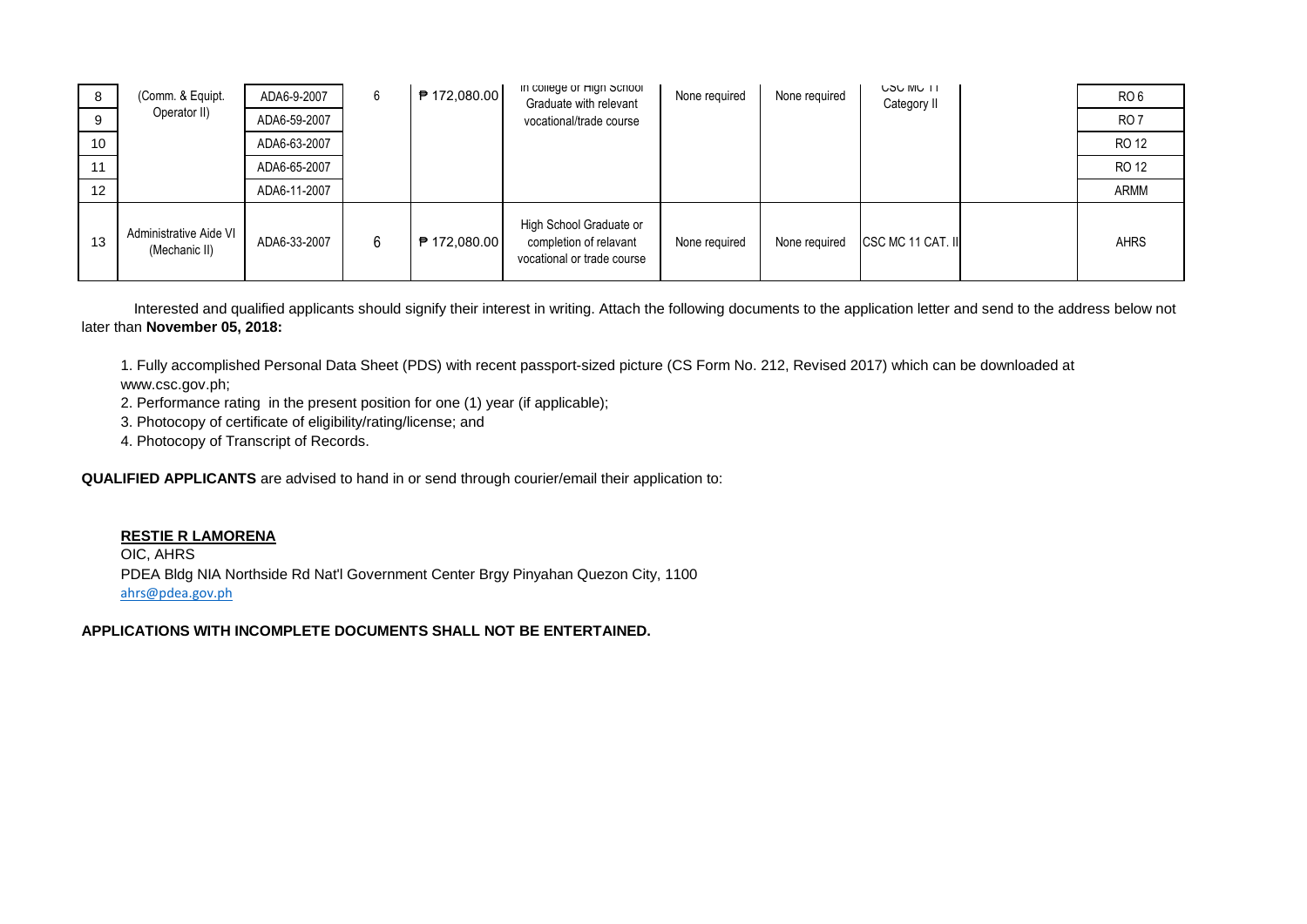| | | | | | | | | | | |
|---|---|---|---|---|---|---|---|---|---|---|
| 8 | (Comm. & Equipt. Operator II) | ADA6-9-2007 | 6 | ₱ 172,080.00 | in college or High School Graduate with relevant vocational/trade course | None required | None required | CSC MC 11 Category II | | RO 6 |
| 9 | | ADA6-59-2007 | | | | | | | | RO 7 |
| 10 | | ADA6-63-2007 | | | | | | | | RO 12 |
| 11 | | ADA6-65-2007 | | | | | | | | RO 12 |
| 12 | | ADA6-11-2007 | | | | | | | | ARMM |
| 13 | Administrative Aide VI (Mechanic II) | ADA6-33-2007 | 6 | ₱ 172,080.00 | High School Graduate or completion of relavant vocational or trade course | None required | None required | CSC MC 11 CAT. II | | AHRS |

Interested and qualified applicants should signify their interest in writing. Attach the following documents to the application letter and send to the address below not later than **November 05, 2018:**

1. Fully accomplished Personal Data Sheet (PDS) with recent passport-sized picture (CS Form No. 212, Revised 2017) which can be downloaded at www.csc.gov.ph;
2. Performance rating in the present position for one (1) year (if applicable);
3. Photocopy of certificate of eligibility/rating/license; and
4. Photocopy of Transcript of Records.

**QUALIFIED APPLICANTS** are advised to hand in or send through courier/email their application to:

**RESTIE R LAMORENA**
OIC, AHRS
PDEA Bldg NIA Northside Rd Nat'l Government Center Brgy Pinyahan Quezon City, 1100
ahrs@pdea.gov.ph

**APPLICATIONS WITH INCOMPLETE DOCUMENTS SHALL NOT BE ENTERTAINED.**